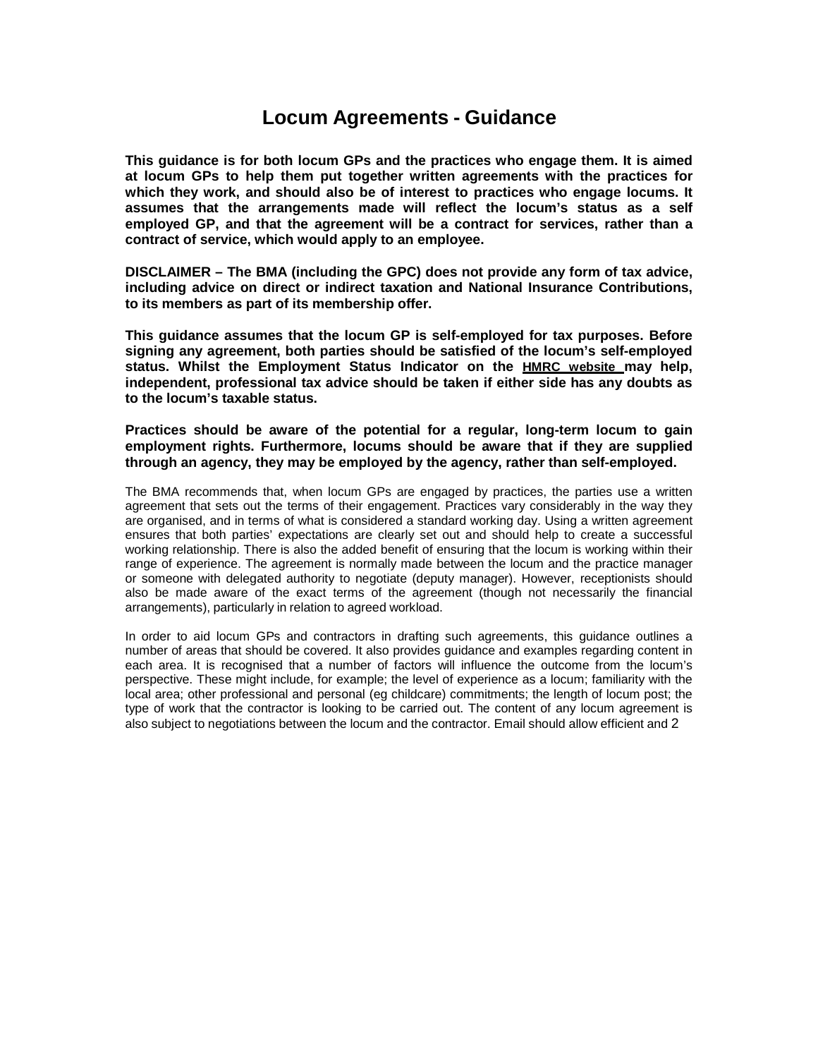# Locum Agreements - Guidance

**This guidance is for both locum GPs and the practices who engage them. It is aimed at locum GPs to help them put together written agreements with the practices for which they work, and should also be of interest to practices who engage locums. It assumes that the arrangements made will reflect the locum's status as a self employed GP, and that the agreement will be a contract for services, rather than a contract of service, which would apply to an employee.**

**DISCLAIMER – The BMA (including the GPC) does not provide any form of tax advice, including advice on direct or indirect taxation and National Insurance Contributions, to its members as part of its membership offer.**

**This guidance assumes that the locum GP is self-employed for tax purposes. Before signing any agreement, both parties should be satisfied of the locum's self-employed status. Whilst the Employment Status Indicator on the HMRC website may help, independent, professional tax advice should be taken if either side has any doubts as to the locum's taxable status.**

**Practices should be aware of the potential for a regular, long-term locum to gain employment rights. Furthermore, locums should be aware that if they are supplied through an agency, they may be employed by the agency, rather than self-employed.**

The BMA recommends that, when locum GPs are engaged by practices, the parties use a written agreement that sets out the terms of their engagement. Practices vary considerably in the way they are organised, and in terms of what is considered a standard working day. Using a written agreement ensures that both parties' expectations are clearly set out and should help to create a successful working relationship. There is also the added benefit of ensuring that the locum is working within their range of experience. The agreement is normally made between the locum and the practice manager or someone with delegated authority to negotiate (deputy manager). However, receptionists should also be made aware of the exact terms of the agreement (though not necessarily the financial arrangements), particularly in relation to agreed workload.

In order to aid locum GPs and contractors in drafting such agreements, this guidance outlines a number of areas that should be covered. It also provides guidance and examples regarding content in each area. It is recognised that a number of factors will influence the outcome from the locum's perspective. These might include, for example; the level of experience as a locum; familiarity with the local area; other professional and personal (eg childcare) commitments; the length of locum post; the type of work that the contractor is looking to be carried out. The content of any locum agreement is also subject to negotiations between the locum and the contractor. Email should allow efficient and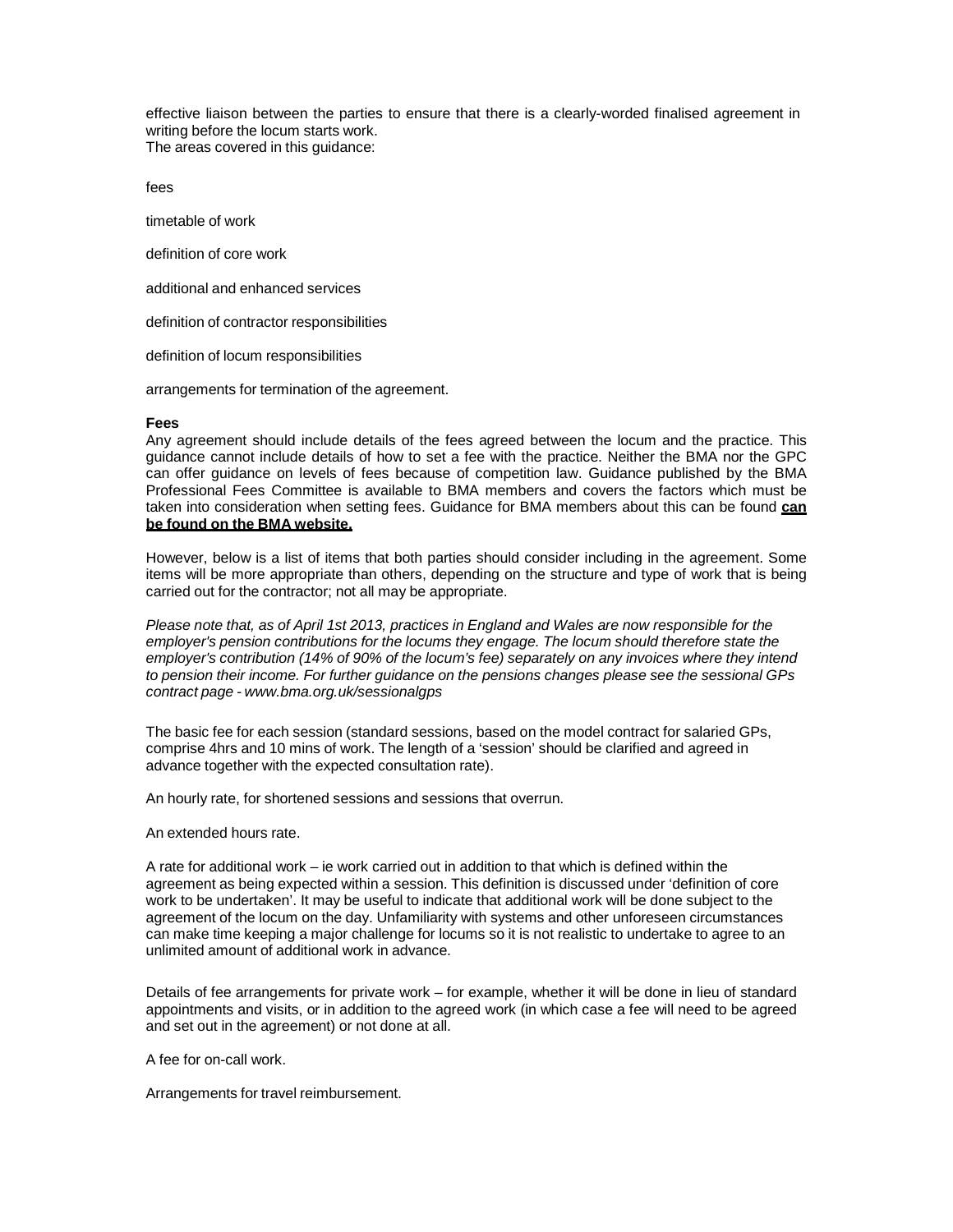effective liaison between the parties to ensure that there is a clearly-worded finalised agreement in writing before the locum starts work.
The areas covered in this guidance:

fees

timetable of work

definition of core work

additional and enhanced services

definition of contractor responsibilities

definition of locum responsibilities

arrangements for termination of the agreement.

**Fees**
Any agreement should include details of the fees agreed between the locum and the practice. This guidance cannot include details of how to set a fee with the practice. Neither the BMA nor the GPC can offer guidance on levels of fees because of competition law. Guidance published by the BMA Professional Fees Committee is available to BMA members and covers the factors which must be taken into consideration when setting fees. Guidance for BMA members about this can be found **can be found on the BMA website.**

However, below is a list of items that both parties should consider including in the agreement. Some items will be more appropriate than others, depending on the structure and type of work that is being carried out for the contractor; not all may be appropriate.

*Please note that, as of April 1st 2013, practices in England and Wales are now responsible for the employer's pension contributions for the locums they engage. The locum should therefore state the employer's contribution (14% of 90% of the locum's fee) separately on any invoices where they intend to pension their income. For further guidance on the pensions changes please see the sessional GPs contract page - www.bma.org.uk/sessionalgps*

The basic fee for each session (standard sessions, based on the model contract for salaried GPs, comprise 4hrs and 10 mins of work. The length of a 'session' should be clarified and agreed in advance together with the expected consultation rate).

An hourly rate, for shortened sessions and sessions that overrun.

An extended hours rate.

A rate for additional work – ie work carried out in addition to that which is defined within the agreement as being expected within a session. This definition is discussed under 'definition of core work to be undertaken'. It may be useful to indicate that additional work will be done subject to the agreement of the locum on the day. Unfamiliarity with systems and other unforeseen circumstances can make time keeping a major challenge for locums so it is not realistic to undertake to agree to an unlimited amount of additional work in advance.

Details of fee arrangements for private work – for example, whether it will be done in lieu of standard appointments and visits, or in addition to the agreed work (in which case a fee will need to be agreed and set out in the agreement) or not done at all.

A fee for on-call work.

Arrangements for travel reimbursement.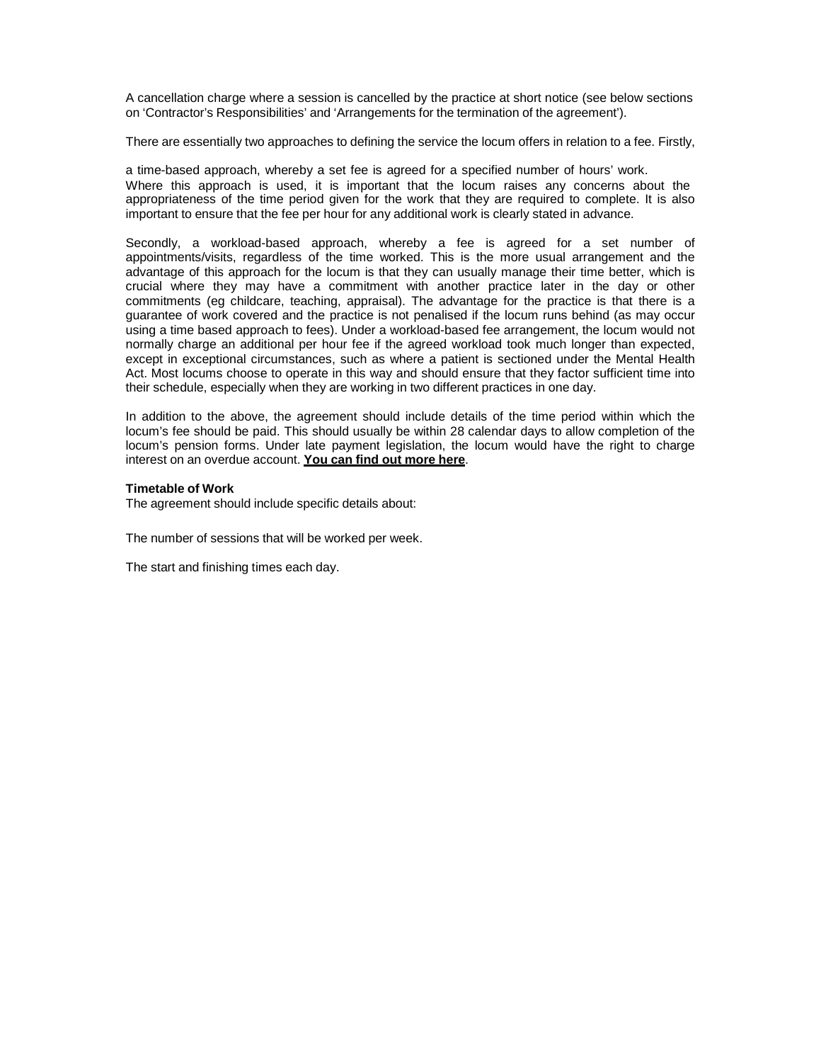A cancellation charge where a session is cancelled by the practice at short notice (see below sections on 'Contractor's Responsibilities' and 'Arrangements for the termination of the agreement').

There are essentially two approaches to defining the service the locum offers in relation to a fee. Firstly,

a time-based approach, whereby a set fee is agreed for a specified number of hours' work. Where this approach is used, it is important that the locum raises any concerns about the appropriateness of the time period given for the work that they are required to complete. It is also important to ensure that the fee per hour for any additional work is clearly stated in advance.

Secondly, a workload-based approach, whereby a fee is agreed for a set number of appointments/visits, regardless of the time worked. This is the more usual arrangement and the advantage of this approach for the locum is that they can usually manage their time better, which is crucial where they may have a commitment with another practice later in the day or other commitments (eg childcare, teaching, appraisal). The advantage for the practice is that there is a guarantee of work covered and the practice is not penalised if the locum runs behind (as may occur using a time based approach to fees). Under a workload-based fee arrangement, the locum would not normally charge an additional per hour fee if the agreed workload took much longer than expected, except in exceptional circumstances, such as where a patient is sectioned under the Mental Health Act. Most locums choose to operate in this way and should ensure that they factor sufficient time into their schedule, especially when they are working in two different practices in one day.

In addition to the above, the agreement should include details of the time period within which the locum's fee should be paid. This should usually be within 28 calendar days to allow completion of the locum's pension forms. Under late payment legislation, the locum would have the right to charge interest on an overdue account. **You can find out more here**.

**Timetable of Work**

The agreement should include specific details about:

The number of sessions that will be worked per week.

The start and finishing times each day.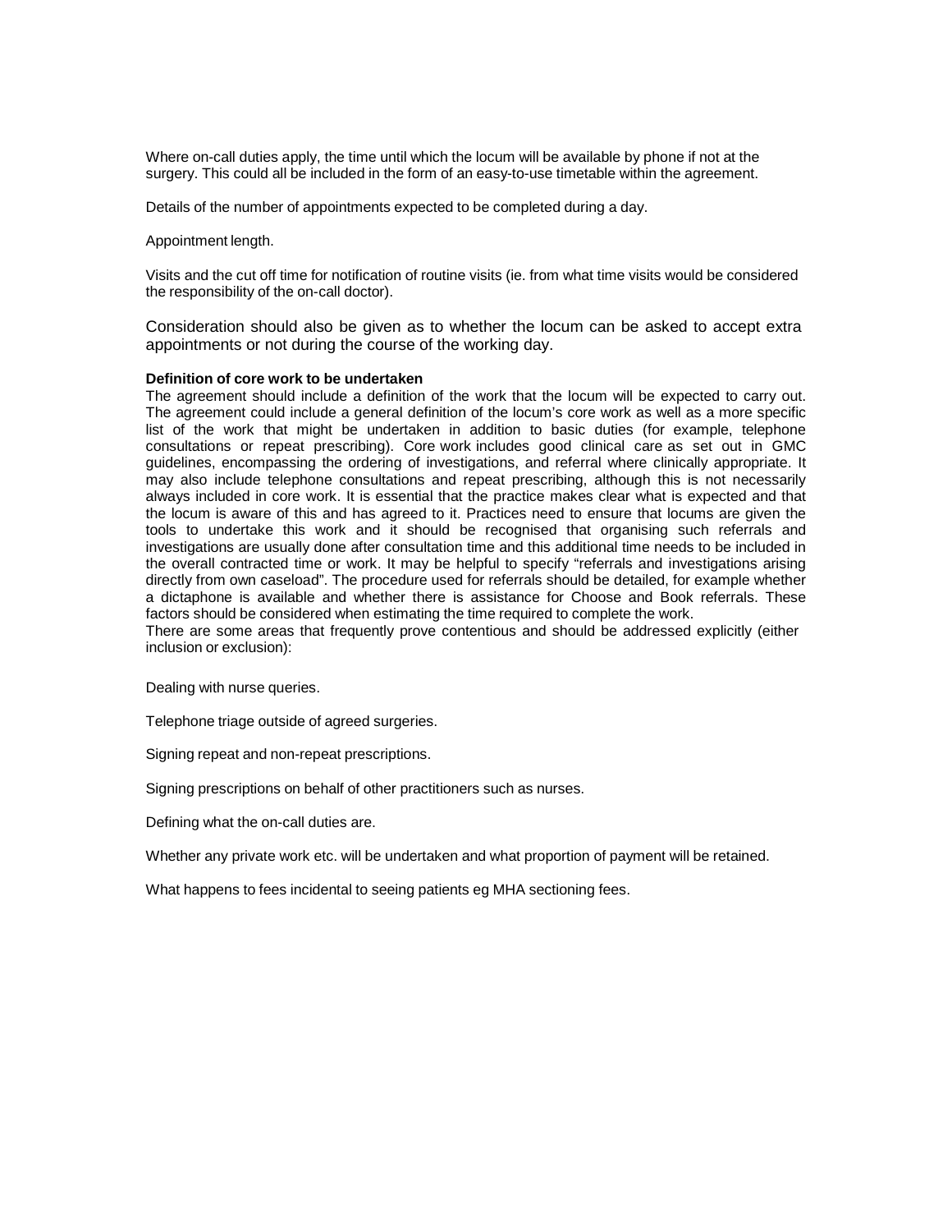Where on-call duties apply, the time until which the locum will be available by phone if not at the surgery. This could all be included in the form of an easy-to-use timetable within the agreement.

Details of the number of appointments expected to be completed during a day.

Appointment length.

Visits and the cut off time for notification of routine visits (ie. from what time visits would be considered the responsibility of the on-call doctor).

Consideration should also be given as to whether the locum can be asked to accept extra appointments or not during the course of the working day.

**Definition of core work to be undertaken**

The agreement should include a definition of the work that the locum will be expected to carry out. The agreement could include a general definition of the locum's core work as well as a more specific list of the work that might be undertaken in addition to basic duties (for example, telephone consultations or repeat prescribing). Core work includes good clinical care as set out in GMC guidelines, encompassing the ordering of investigations, and referral where clinically appropriate. It may also include telephone consultations and repeat prescribing, although this is not necessarily always included in core work. It is essential that the practice makes clear what is expected and that the locum is aware of this and has agreed to it. Practices need to ensure that locums are given the tools to undertake this work and it should be recognised that organising such referrals and investigations are usually done after consultation time and this additional time needs to be included in the overall contracted time or work. It may be helpful to specify "referrals and investigations arising directly from own caseload". The procedure used for referrals should be detailed, for example whether a dictaphone is available and whether there is assistance for Choose and Book referrals. These factors should be considered when estimating the time required to complete the work.

There are some areas that frequently prove contentious and should be addressed explicitly (either inclusion or exclusion):

Dealing with nurse queries.

Telephone triage outside of agreed surgeries.

Signing repeat and non-repeat prescriptions.

Signing prescriptions on behalf of other practitioners such as nurses.

Defining what the on-call duties are.

Whether any private work etc. will be undertaken and what proportion of payment will be retained.

What happens to fees incidental to seeing patients eg MHA sectioning fees.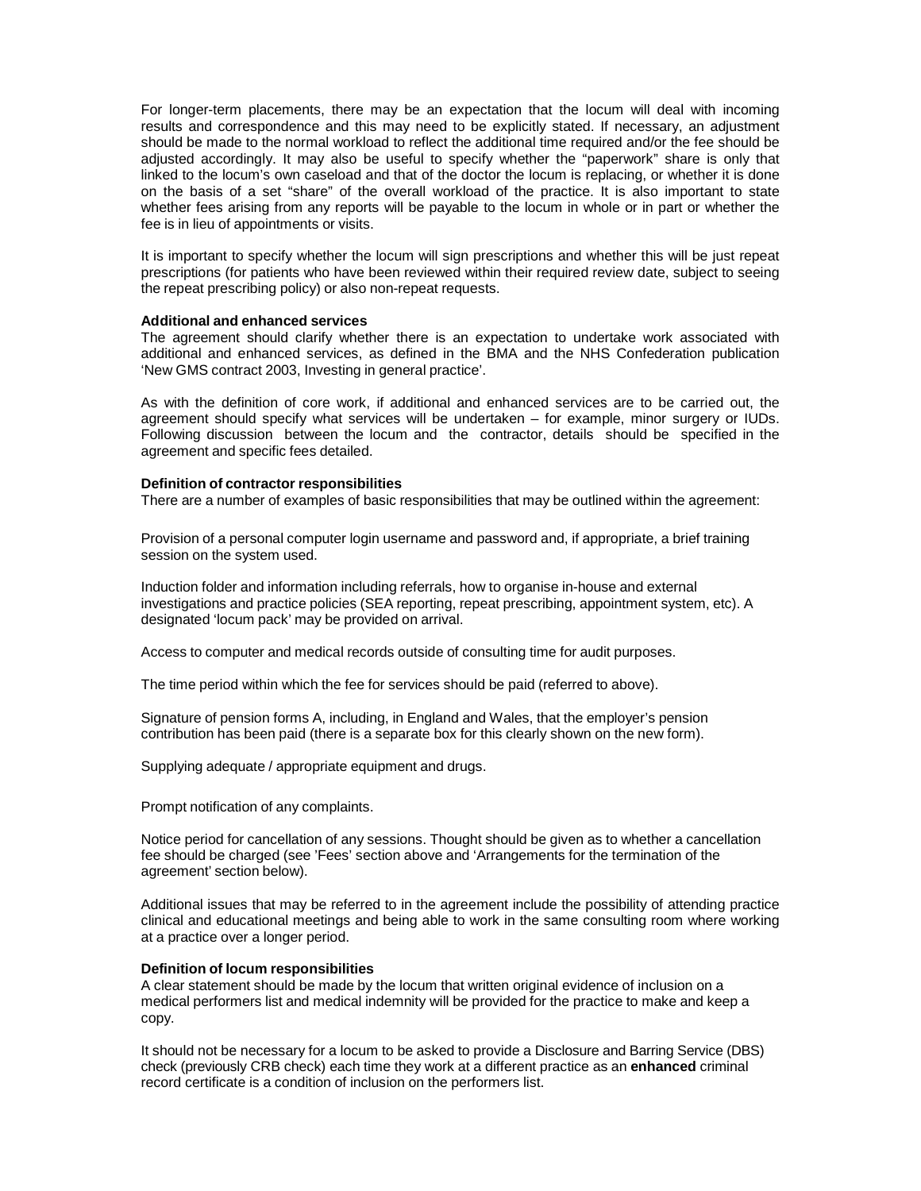For longer-term placements, there may be an expectation that the locum will deal with incoming results and correspondence and this may need to be explicitly stated. If necessary, an adjustment should be made to the normal workload to reflect the additional time required and/or the fee should be adjusted accordingly. It may also be useful to specify whether the "paperwork" share is only that linked to the locum's own caseload and that of the doctor the locum is replacing, or whether it is done on the basis of a set "share" of the overall workload of the practice. It is also important to state whether fees arising from any reports will be payable to the locum in whole or in part or whether the fee is in lieu of appointments or visits.

It is important to specify whether the locum will sign prescriptions and whether this will be just repeat prescriptions (for patients who have been reviewed within their required review date, subject to seeing the repeat prescribing policy) or also non-repeat requests.

**Additional and enhanced services**

The agreement should clarify whether there is an expectation to undertake work associated with additional and enhanced services, as defined in the BMA and the NHS Confederation publication 'New GMS contract 2003, Investing in general practice'.

As with the definition of core work, if additional and enhanced services are to be carried out, the agreement should specify what services will be undertaken – for example, minor surgery or IUDs. Following discussion between the locum and the contractor, details should be specified in the agreement and specific fees detailed.

**Definition of contractor responsibilities**

There are a number of examples of basic responsibilities that may be outlined within the agreement:

Provision of a personal computer login username and password and, if appropriate, a brief training session on the system used.

Induction folder and information including referrals, how to organise in-house and external investigations and practice policies (SEA reporting, repeat prescribing, appointment system, etc). A designated 'locum pack' may be provided on arrival.

Access to computer and medical records outside of consulting time for audit purposes.

The time period within which the fee for services should be paid (referred to above).

Signature of pension forms A, including, in England and Wales, that the employer's pension contribution has been paid (there is a separate box for this clearly shown on the new form).

Supplying adequate / appropriate equipment and drugs.

Prompt notification of any complaints.

Notice period for cancellation of any sessions. Thought should be given as to whether a cancellation fee should be charged (see 'Fees' section above and 'Arrangements for the termination of the agreement' section below).

Additional issues that may be referred to in the agreement include the possibility of attending practice clinical and educational meetings and being able to work in the same consulting room where working at a practice over a longer period.

**Definition of locum responsibilities**

A clear statement should be made by the locum that written original evidence of inclusion on a medical performers list and medical indemnity will be provided for the practice to make and keep a copy.

It should not be necessary for a locum to be asked to provide a Disclosure and Barring Service (DBS) check (previously CRB check) each time they work at a different practice as an **enhanced** criminal record certificate is a condition of inclusion on the performers list.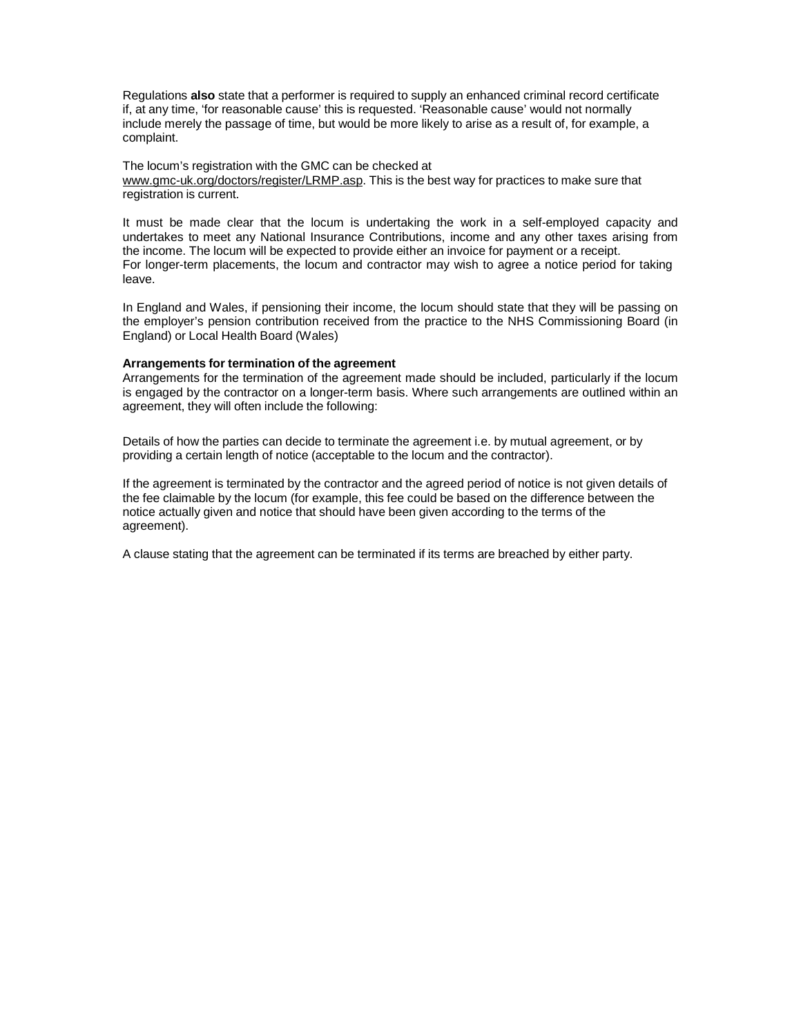Regulations **also** state that a performer is required to supply an enhanced criminal record certificate if, at any time, 'for reasonable cause' this is requested. 'Reasonable cause' would not normally include merely the passage of time, but would be more likely to arise as a result of, for example, a complaint.

The locum's registration with the GMC can be checked at www.gmc-uk.org/doctors/register/LRMP.asp. This is the best way for practices to make sure that registration is current.

It must be made clear that the locum is undertaking the work in a self-employed capacity and undertakes to meet any National Insurance Contributions, income and any other taxes arising from the income. The locum will be expected to provide either an invoice for payment or a receipt.
For longer-term placements, the locum and contractor may wish to agree a notice period for taking leave.

In England and Wales, if pensioning their income, the locum should state that they will be passing on the employer's pension contribution received from the practice to the NHS Commissioning Board (in England) or Local Health Board (Wales)

**Arrangements for termination of the agreement**
Arrangements for the termination of the agreement made should be included, particularly if the locum is engaged by the contractor on a longer-term basis. Where such arrangements are outlined within an agreement, they will often include the following:

Details of how the parties can decide to terminate the agreement i.e. by mutual agreement, or by providing a certain length of notice (acceptable to the locum and the contractor).

If the agreement is terminated by the contractor and the agreed period of notice is not given details of the fee claimable by the locum (for example, this fee could be based on the difference between the notice actually given and notice that should have been given according to the terms of the agreement).

A clause stating that the agreement can be terminated if its terms are breached by either party.